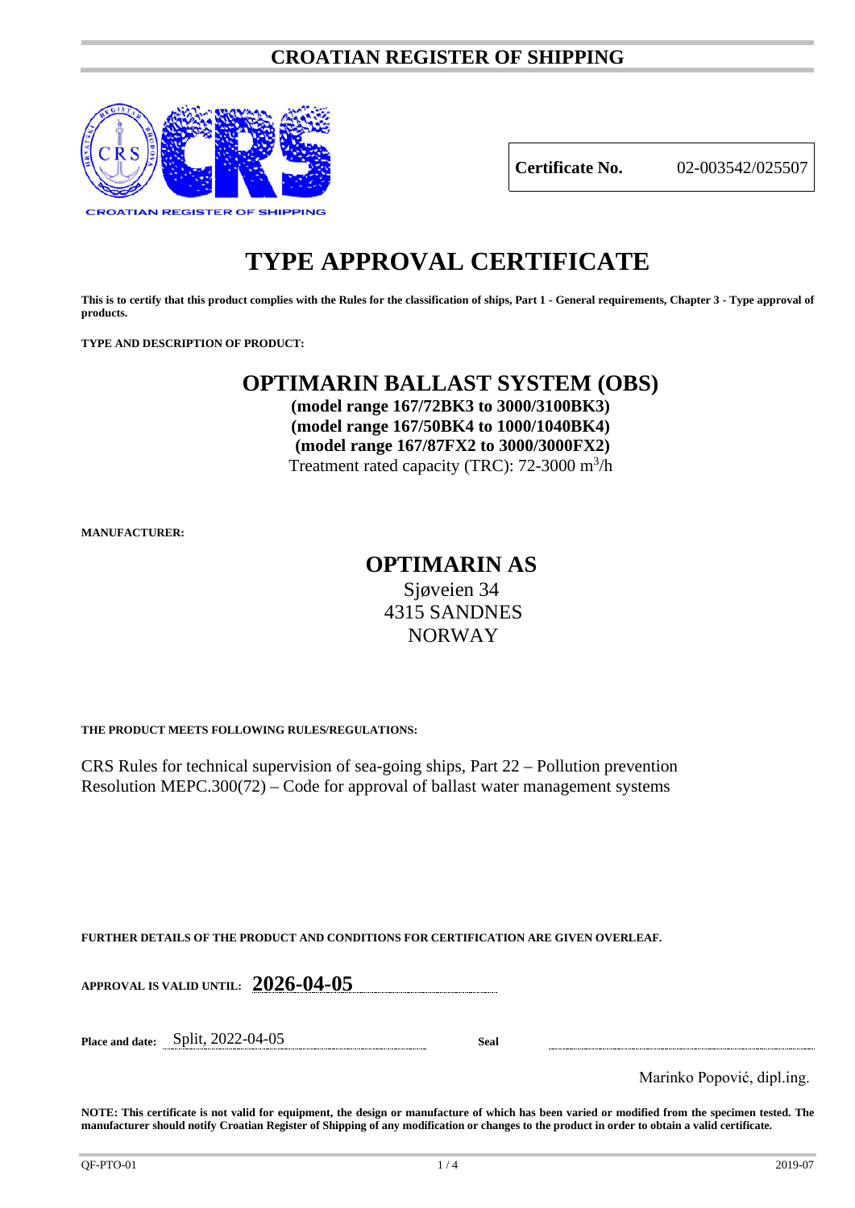# CROATIAN REGISTER OF SHIPPING

CROATIAN REGISTER OF SHIPPING

| **Certificate No.** | 02-003542/025507 |
|---|---|

# TYPE APPROVAL CERTIFICATE

**This is to certify that this product complies with the Rules for the classification of ships, Part 1 - General requirements, Chapter 3 - Type approval of products.**

**TYPE AND DESCRIPTION OF PRODUCT:**

## OPTIMARIN BALLAST SYSTEM (OBS)

**(model range 167/72BK3 to 3000/3100BK3)**
**(model range 167/50BK4 to 1000/1040BK4)**
**(model range 167/87FX2 to 3000/3000FX2)**
Treatment rated capacity (TRC): 72-3000 $m^3/h$

**MANUFACTURER:**

## OPTIMARIN AS

Sjøveien 34
4315 SANDNES
NORWAY

**THE PRODUCT MEETS FOLLOWING RULES/REGULATIONS:**

CRS Rules for technical supervision of sea-going ships, Part 22 – Pollution prevention
Resolution MEPC.300(72) – Code for approval of ballast water management systems

**FURTHER DETAILS OF THE PRODUCT AND CONDITIONS FOR CERTIFICATION ARE GIVEN OVERLEAF.**

**APPROVAL IS VALID UNTIL:** **2026-04-05**

**Place and date:** Split, 2022-04-05

**Seal**

Marinko Popović, dipl.ing.

**NOTE: This certificate is not valid for equipment, the design or manufacture of which has been varied or modified from the specimen tested. The manufacturer should notify Croatian Register of Shipping of any modification or changes to the product in order to obtain a valid certificate.**

QF-PTO-01 2019-07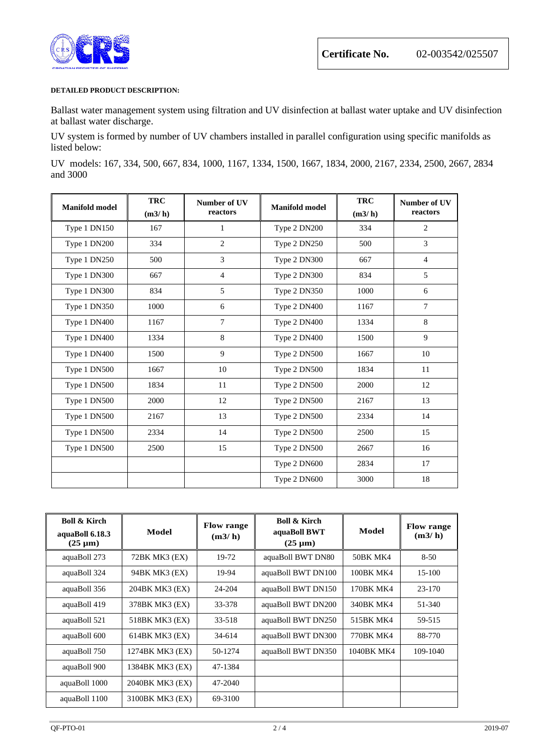**Certificate No.** 02-003542/025507

**DETAILED PRODUCT DESCRIPTION:**

Ballast water management system using filtration and UV disinfection at ballast water uptake and UV disinfection at ballast water discharge.

UV system is formed by number of UV chambers installed in parallel configuration using specific manifolds as listed below:

UV models: 167, 334, 500, 667, 834, 1000, 1167, 1334, 1500, 1667, 1834, 2000, 2167, 2334, 2500, 2667, 2834 and 3000

| Manifold model | TRC (m3/ h) | Number of UV reactors | Manifold model | TRC (m3/ h) | Number of UV reactors |
|---|---|---|---|---|---|
| Type 1 DN150 | 167 | 1 | Type 2 DN200 | 334 | 2 |
| Type 1 DN200 | 334 | 2 | Type 2 DN250 | 500 | 3 |
| Type 1 DN250 | 500 | 3 | Type 2 DN300 | 667 | 4 |
| Type 1 DN300 | 667 | 4 | Type 2 DN300 | 834 | 5 |
| Type 1 DN300 | 834 | 5 | Type 2 DN350 | 1000 | 6 |
| Type 1 DN350 | 1000 | 6 | Type 2 DN400 | 1167 | 7 |
| Type 1 DN400 | 1167 | 7 | Type 2 DN400 | 1334 | 8 |
| Type 1 DN400 | 1334 | 8 | Type 2 DN400 | 1500 | 9 |
| Type 1 DN400 | 1500 | 9 | Type 2 DN500 | 1667 | 10 |
| Type 1 DN500 | 1667 | 10 | Type 2 DN500 | 1834 | 11 |
| Type 1 DN500 | 1834 | 11 | Type 2 DN500 | 2000 | 12 |
| Type 1 DN500 | 2000 | 12 | Type 2 DN500 | 2167 | 13 |
| Type 1 DN500 | 2167 | 13 | Type 2 DN500 | 2334 | 14 |
| Type 1 DN500 | 2334 | 14 | Type 2 DN500 | 2500 | 15 |
| Type 1 DN500 | 2500 | 15 | Type 2 DN500 | 2667 | 16 |
| | | | Type 2 DN600 | 2834 | 17 |
| | | | Type 2 DN600 | 3000 | 18 |

| Boll & Kirch aquaBoll 6.18.3 (25 µm) | Model | Flow range (m3/ h) | Boll & Kirch aquaBoll BWT (25 µm) | Model | Flow range (m3/ h) |
|---|---|---|---|---|---|
| aquaBoll 273 | 72BK MK3 (EX) | 19-72 | aquaBoll BWT DN80 | 50BK MK4 | 8-50 |
| aquaBoll 324 | 94BK MK3 (EX) | 19-94 | aquaBoll BWT DN100 | 100BK MK4 | 15-100 |
| aquaBoll 356 | 204BK MK3 (EX) | 24-204 | aquaBoll BWT DN150 | 170BK MK4 | 23-170 |
| aquaBoll 419 | 378BK MK3 (EX) | 33-378 | aquaBoll BWT DN200 | 340BK MK4 | 51-340 |
| aquaBoll 521 | 518BK MK3 (EX) | 33-518 | aquaBoll BWT DN250 | 515BK MK4 | 59-515 |
| aquaBoll 600 | 614BK MK3 (EX) | 34-614 | aquaBoll BWT DN300 | 770BK MK4 | 88-770 |
| aquaBoll 750 | 1274BK MK3 (EX) | 50-1274 | aquaBoll BWT DN350 | 1040BK MK4 | 109-1040 |
| aquaBoll 900 | 1384BK MK3 (EX) | 47-1384 | | | |
| aquaBoll 1000 | 2040BK MK3 (EX) | 47-2040 | | | |
| aquaBoll 1100 | 3100BK MK3 (EX) | 69-3100 | | | |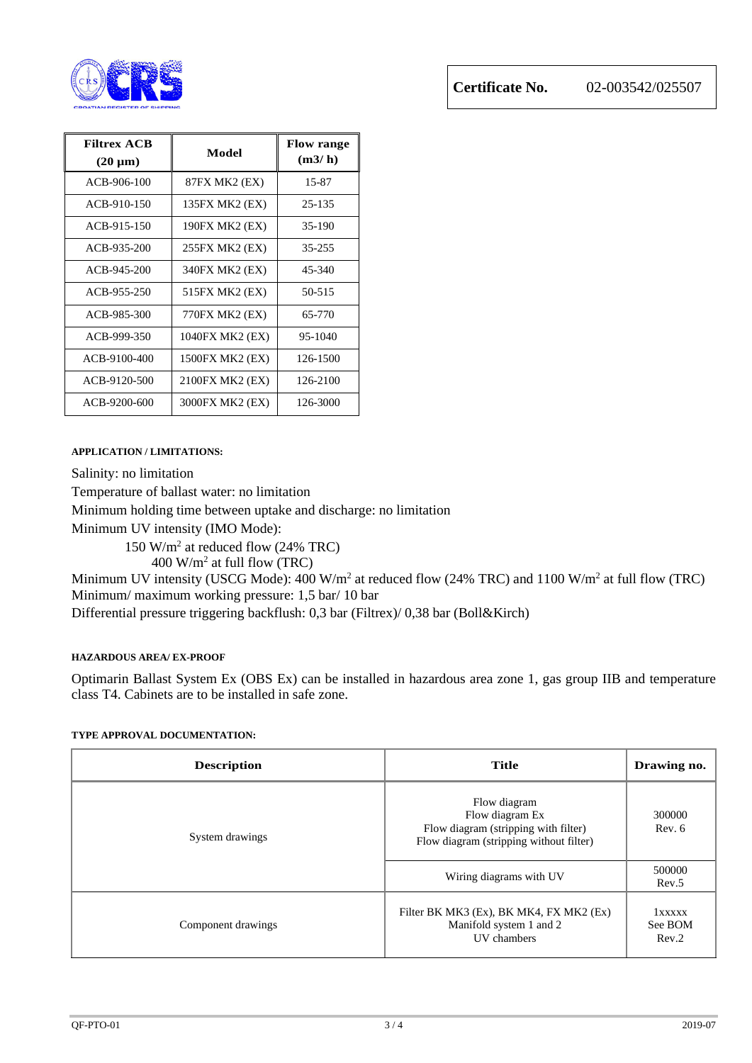**Certificate No.** 02-003542/025507

| Filtrex ACB (20 µm) | Model | Flow range (m3/ h) |
|---|---|---|
| ACB-906-100 | 87FX MK2 (EX) | 15-87 |
| ACB-910-150 | 135FX MK2 (EX) | 25-135 |
| ACB-915-150 | 190FX MK2 (EX) | 35-190 |
| ACB-935-200 | 255FX MK2 (EX) | 35-255 |
| ACB-945-200 | 340FX MK2 (EX) | 45-340 |
| ACB-955-250 | 515FX MK2 (EX) | 50-515 |
| ACB-985-300 | 770FX MK2 (EX) | 65-770 |
| ACB-999-350 | 1040FX MK2 (EX) | 95-1040 |
| ACB-9100-400 | 1500FX MK2 (EX) | 126-1500 |
| ACB-9120-500 | 2100FX MK2 (EX) | 126-2100 |
| ACB-9200-600 | 3000FX MK2 (EX) | 126-3000 |

**APPLICATION / LIMITATIONS:**

Salinity: no limitation
Temperature of ballast water: no limitation
Minimum holding time between uptake and discharge: no limitation
Minimum UV intensity (IMO Mode):

150 W/m$^2$ at reduced flow (24% TRC)
400 W/m$^2$ at full flow (TRC)

Minimum UV intensity (USCG Mode): 400 W/m$^2$ at reduced flow (24% TRC) and 1100 W/m$^2$ at full flow (TRC)
Minimum/ maximum working pressure: 1,5 bar/ 10 bar
Differential pressure triggering backflush: 0,3 bar (Filtrex)/ 0,38 bar (Boll&Kirch)

**HAZARDOUS AREA/ EX-PROOF**

Optimarin Ballast System Ex (OBS Ex) can be installed in hazardous area zone 1, gas group IIB and temperature class T4. Cabinets are to be installed in safe zone.

**TYPE APPROVAL DOCUMENTATION:**

| Description | Title | Drawing no. |
|---|---|---|
| System drawings | Flow diagram<br>Flow diagram Ex<br>Flow diagram (stripping with filter)<br>Flow diagram (stripping without filter) | 300000<br>Rev. 6 |
| | Wiring diagrams with UV | 500000<br>Rev.5 |
| Component drawings | Filter BK MK3 (Ex), BK MK4, FX MK2 (Ex)<br>Manifold system 1 and 2<br>UV chambers | 1xxxxx<br>See BOM<br>Rev.2 |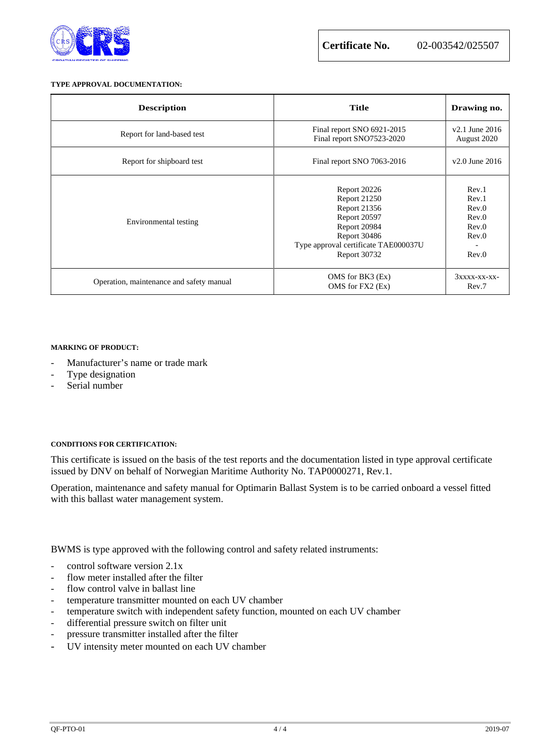**Certificate No.** 02-003542/025507

**TYPE APPROVAL DOCUMENTATION:**

| Description | Title | Drawing no. |
|---|---|---|
| Report for land-based test | Final report SNO 6921-2015<br>Final report SNO7523-2020 | v2.1 June 2016<br>August 2020 |
| Report for shipboard test | Final report SNO 7063-2016 | v2.0 June 2016 |
| Environmental testing | Report 20226<br>Report 21250<br>Report 21356<br>Report 20597<br>Report 20984<br>Report 30486<br>Type approval certificate TAE000037U<br>Report 30732 | Rev.1<br>Rev.1<br>Rev.0<br>Rev.0<br>Rev.0<br>Rev.0<br>-<br>Rev.0 |
| Operation, maintenance and safety manual | OMS for BK3 (Ex)<br>OMS for FX2 (Ex) | 3xxxx-xx-xx-<br>Rev.7 |

**MARKING OF PRODUCT:**

- Manufacturer's name or trade mark
- Type designation
- Serial number

**CONDITIONS FOR CERTIFICATION:**

This certificate is issued on the basis of the test reports and the documentation listed in type approval certificate issued by DNV on behalf of Norwegian Maritime Authority No. TAP0000271, Rev.1.

Operation, maintenance and safety manual for Optimarin Ballast System is to be carried onboard a vessel fitted with this ballast water management system.

BWMS is type approved with the following control and safety related instruments:

- control software version 2.1x
- flow meter installed after the filter
- flow control valve in ballast line
- temperature transmitter mounted on each UV chamber
- temperature switch with independent safety function, mounted on each UV chamber
- differential pressure switch on filter unit
- pressure transmitter installed after the filter
- UV intensity meter mounted on each UV chamber